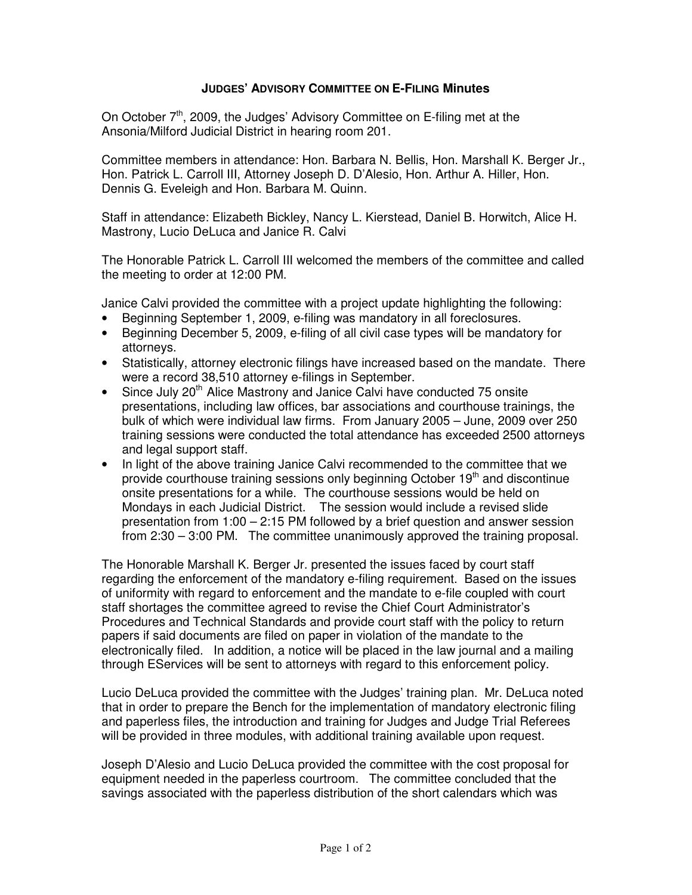# JUDGES' ADVISORY COMMITTEE ON E-FILING Minutes

On October 7th, 2009, the Judges' Advisory Committee on E-filing met at the Ansonia/Milford Judicial District in hearing room 201.

Committee members in attendance: Hon. Barbara N. Bellis, Hon. Marshall K. Berger Jr., Hon. Patrick L. Carroll III, Attorney Joseph D. D'Alesio, Hon. Arthur A. Hiller, Hon. Dennis G. Eveleigh and Hon. Barbara M. Quinn.

Staff in attendance: Elizabeth Bickley, Nancy L. Kierstead, Daniel B. Horwitch, Alice H. Mastrony, Lucio DeLuca and Janice R. Calvi

The Honorable Patrick L. Carroll III welcomed the members of the committee and called the meeting to order at 12:00 PM.

Janice Calvi provided the committee with a project update highlighting the following:

- Beginning September 1, 2009, e-filing was mandatory in all foreclosures.
- Beginning December 5, 2009, e-filing of all civil case types will be mandatory for attorneys.
- Statistically, attorney electronic filings have increased based on the mandate. There were a record 38,510 attorney e-filings in September.
- Since July 20th Alice Mastrony and Janice Calvi have conducted 75 onsite presentations, including law offices, bar associations and courthouse trainings, the bulk of which were individual law firms. From January 2005 – June, 2009 over 250 training sessions were conducted the total attendance has exceeded 2500 attorneys and legal support staff.
- In light of the above training Janice Calvi recommended to the committee that we provide courthouse training sessions only beginning October 19th and discontinue onsite presentations for a while. The courthouse sessions would be held on Mondays in each Judicial District. The session would include a revised slide presentation from 1:00 – 2:15 PM followed by a brief question and answer session from 2:30 – 3:00 PM. The committee unanimously approved the training proposal.

The Honorable Marshall K. Berger Jr. presented the issues faced by court staff regarding the enforcement of the mandatory e-filing requirement. Based on the issues of uniformity with regard to enforcement and the mandate to e-file coupled with court staff shortages the committee agreed to revise the Chief Court Administrator's Procedures and Technical Standards and provide court staff with the policy to return papers if said documents are filed on paper in violation of the mandate to the electronically filed. In addition, a notice will be placed in the law journal and a mailing through EServices will be sent to attorneys with regard to this enforcement policy.

Lucio DeLuca provided the committee with the Judges' training plan. Mr. DeLuca noted that in order to prepare the Bench for the implementation of mandatory electronic filing and paperless files, the introduction and training for Judges and Judge Trial Referees will be provided in three modules, with additional training available upon request.

Joseph D'Alesio and Lucio DeLuca provided the committee with the cost proposal for equipment needed in the paperless courtroom. The committee concluded that the savings associated with the paperless distribution of the short calendars which was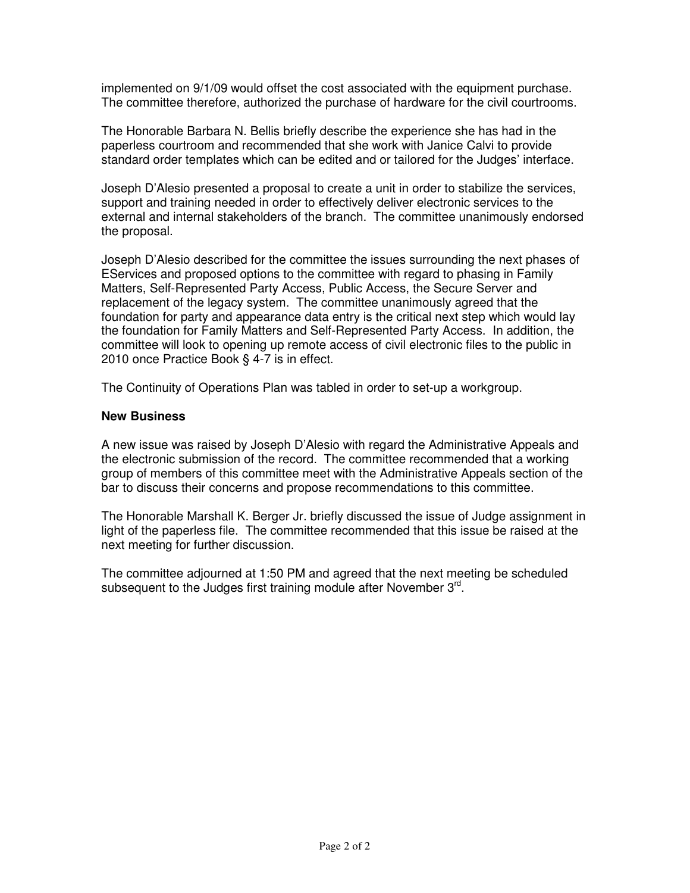implemented on 9/1/09 would offset the cost associated with the equipment purchase. The committee therefore, authorized the purchase of hardware for the civil courtrooms.

The Honorable Barbara N. Bellis briefly describe the experience she has had in the paperless courtroom and recommended that she work with Janice Calvi to provide standard order templates which can be edited and or tailored for the Judges' interface.

Joseph D'Alesio presented a proposal to create a unit in order to stabilize the services, support and training needed in order to effectively deliver electronic services to the external and internal stakeholders of the branch. The committee unanimously endorsed the proposal.

Joseph D'Alesio described for the committee the issues surrounding the next phases of EServices and proposed options to the committee with regard to phasing in Family Matters, Self-Represented Party Access, Public Access, the Secure Server and replacement of the legacy system. The committee unanimously agreed that the foundation for party and appearance data entry is the critical next step which would lay the foundation for Family Matters and Self-Represented Party Access. In addition, the committee will look to opening up remote access of civil electronic files to the public in 2010 once Practice Book § 4-7 is in effect.

The Continuity of Operations Plan was tabled in order to set-up a workgroup.

**New Business**

A new issue was raised by Joseph D'Alesio with regard the Administrative Appeals and the electronic submission of the record. The committee recommended that a working group of members of this committee meet with the Administrative Appeals section of the bar to discuss their concerns and propose recommendations to this committee.

The Honorable Marshall K. Berger Jr. briefly discussed the issue of Judge assignment in light of the paperless file. The committee recommended that this issue be raised at the next meeting for further discussion.

The committee adjourned at 1:50 PM and agreed that the next meeting be scheduled subsequent to the Judges first training module after November 3rd.